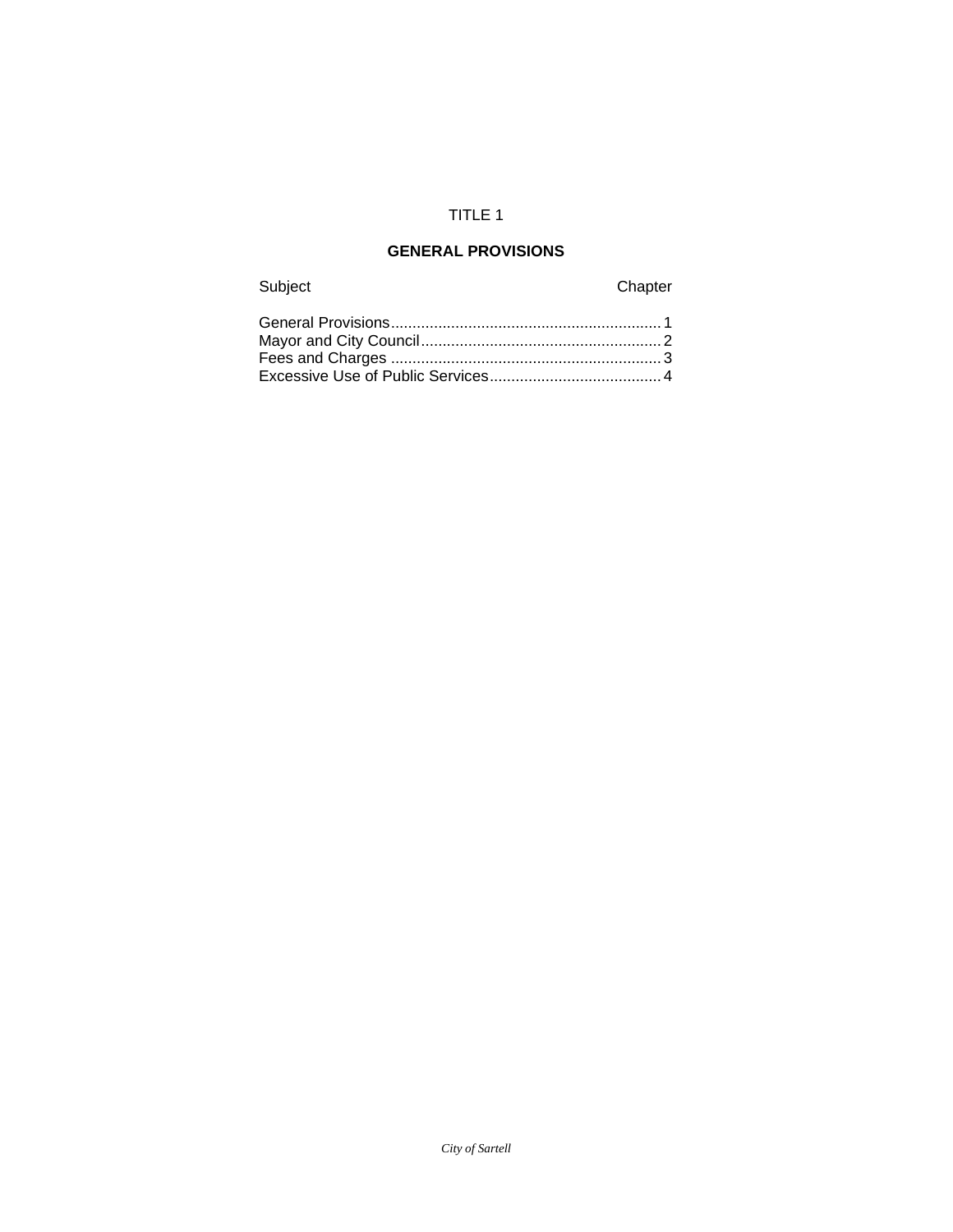# TITLE 1

## GENERAL PROVISIONS

| Subject | Chapter |
|---|---|
| General Provisions | 1 |
| Mayor and City Council | 2 |
| Fees and Charges | 3 |
| Excessive Use of Public Services | 4 |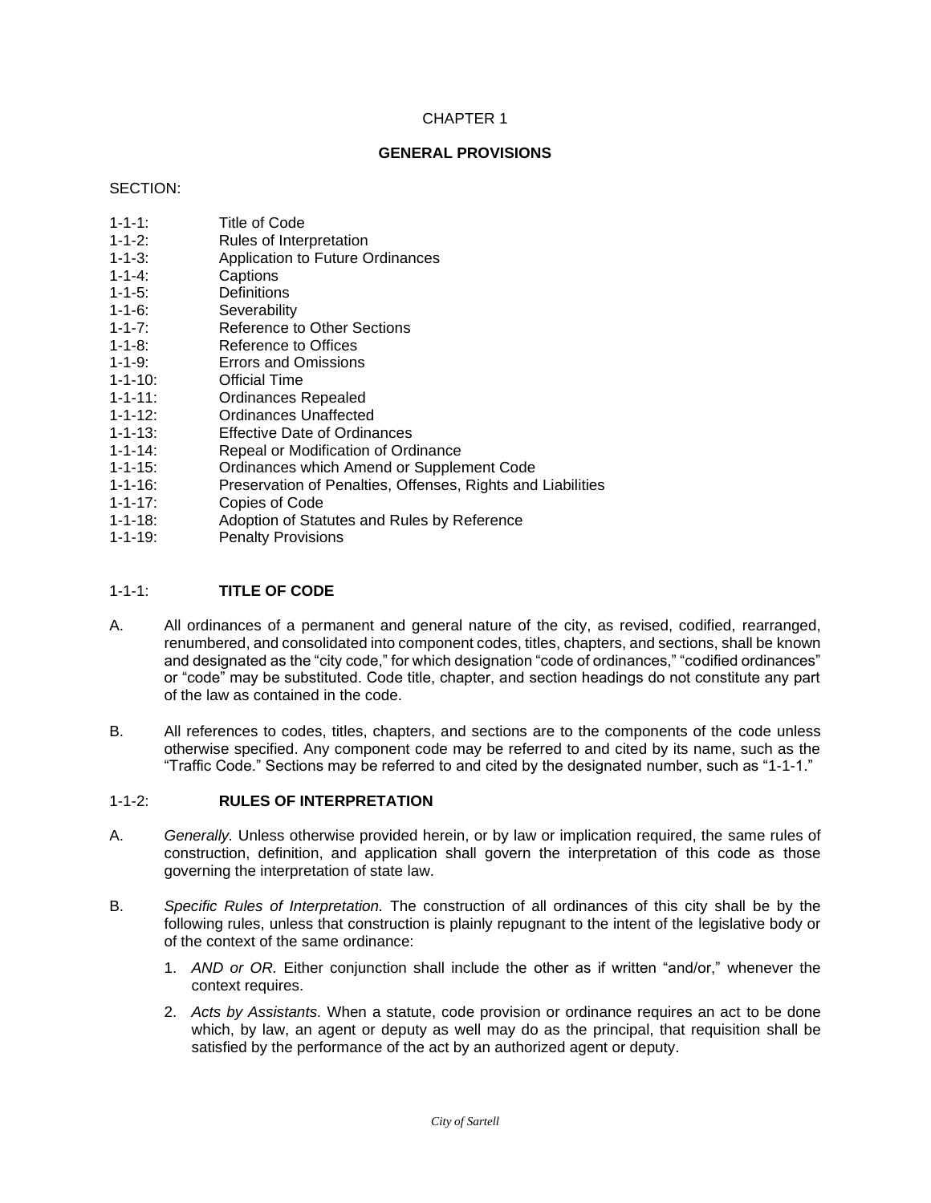# CHAPTER 1

## GENERAL PROVISIONS

SECTION:

- 1-1-1: Title of Code
- 1-1-2: Rules of Interpretation
- 1-1-3: Application to Future Ordinances
- 1-1-4: Captions
- 1-1-5: Definitions
- 1-1-6: Severability
- 1-1-7: Reference to Other Sections
- 1-1-8: Reference to Offices
- 1-1-9: Errors and Omissions
- 1-1-10: Official Time
- 1-1-11: Ordinances Repealed
- 1-1-12: Ordinances Unaffected
- 1-1-13: Effective Date of Ordinances
- 1-1-14: Repeal or Modification of Ordinance
- 1-1-15: Ordinances which Amend or Supplement Code
- 1-1-16: Preservation of Penalties, Offenses, Rights and Liabilities
- 1-1-17: Copies of Code
- 1-1-18: Adoption of Statutes and Rules by Reference
- 1-1-19: Penalty Provisions

### 1-1-1: **TITLE OF CODE**

A. All ordinances of a permanent and general nature of the city, as revised, codified, rearranged, renumbered, and consolidated into component codes, titles, chapters, and sections, shall be known and designated as the "city code," for which designation "code of ordinances," "codified ordinances" or "code" may be substituted. Code title, chapter, and section headings do not constitute any part of the law as contained in the code.

B. All references to codes, titles, chapters, and sections are to the components of the code unless otherwise specified. Any component code may be referred to and cited by its name, such as the "Traffic Code." Sections may be referred to and cited by the designated number, such as "1-1-1."

### 1-1-2: **RULES OF INTERPRETATION**

A. *Generally.* Unless otherwise provided herein, or by law or implication required, the same rules of construction, definition, and application shall govern the interpretation of this code as those governing the interpretation of state law.

B. *Specific Rules of Interpretation.* The construction of all ordinances of this city shall be by the following rules, unless that construction is plainly repugnant to the intent of the legislative body or of the context of the same ordinance:

   1. *AND or OR.* Either conjunction shall include the other as if written "and/or," whenever the context requires.

   2. *Acts by Assistants.* When a statute, code provision or ordinance requires an act to be done which, by law, an agent or deputy as well may do as the principal, that requisition shall be satisfied by the performance of the act by an authorized agent or deputy.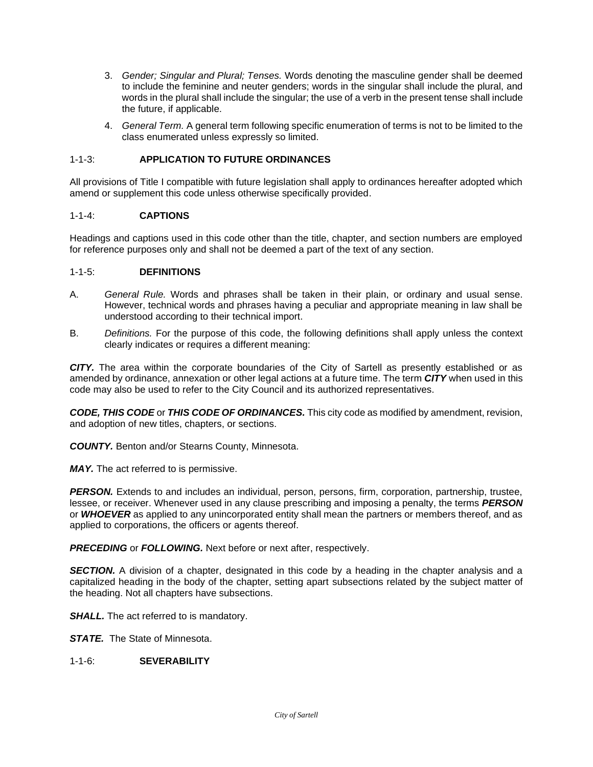3. *Gender; Singular and Plural; Tenses.* Words denoting the masculine gender shall be deemed to include the feminine and neuter genders; words in the singular shall include the plural, and words in the plural shall include the singular; the use of a verb in the present tense shall include the future, if applicable.

4. *General Term.* A general term following specific enumeration of terms is not to be limited to the class enumerated unless expressly so limited.

### 1-1-3: APPLICATION TO FUTURE ORDINANCES

All provisions of Title I compatible with future legislation shall apply to ordinances hereafter adopted which amend or supplement this code unless otherwise specifically provided.

### 1-1-4: CAPTIONS

Headings and captions used in this code other than the title, chapter, and section numbers are employed for reference purposes only and shall not be deemed a part of the text of any section.

### 1-1-5: DEFINITIONS

A. *General Rule.* Words and phrases shall be taken in their plain, or ordinary and usual sense. However, technical words and phrases having a peculiar and appropriate meaning in law shall be understood according to their technical import.

B. *Definitions.* For the purpose of this code, the following definitions shall apply unless the context clearly indicates or requires a different meaning:

***CITY.*** The area within the corporate boundaries of the City of Sartell as presently established or as amended by ordinance, annexation or other legal actions at a future time. The term ***CITY*** when used in this code may also be used to refer to the City Council and its authorized representatives.

***CODE, THIS CODE*** or ***THIS CODE OF ORDINANCES.*** This city code as modified by amendment, revision, and adoption of new titles, chapters, or sections.

***COUNTY.*** Benton and/or Stearns County, Minnesota.

***MAY.*** The act referred to is permissive.

***PERSON.*** Extends to and includes an individual, person, persons, firm, corporation, partnership, trustee, lessee, or receiver. Whenever used in any clause prescribing and imposing a penalty, the terms ***PERSON*** or ***WHOEVER*** as applied to any unincorporated entity shall mean the partners or members thereof, and as applied to corporations, the officers or agents thereof.

***PRECEDING*** or ***FOLLOWING.*** Next before or next after, respectively.

***SECTION.*** A division of a chapter, designated in this code by a heading in the chapter analysis and a capitalized heading in the body of the chapter, setting apart subsections related by the subject matter of the heading. Not all chapters have subsections.

***SHALL.*** The act referred to is mandatory.

***STATE.*** The State of Minnesota.

### 1-1-6: SEVERABILITY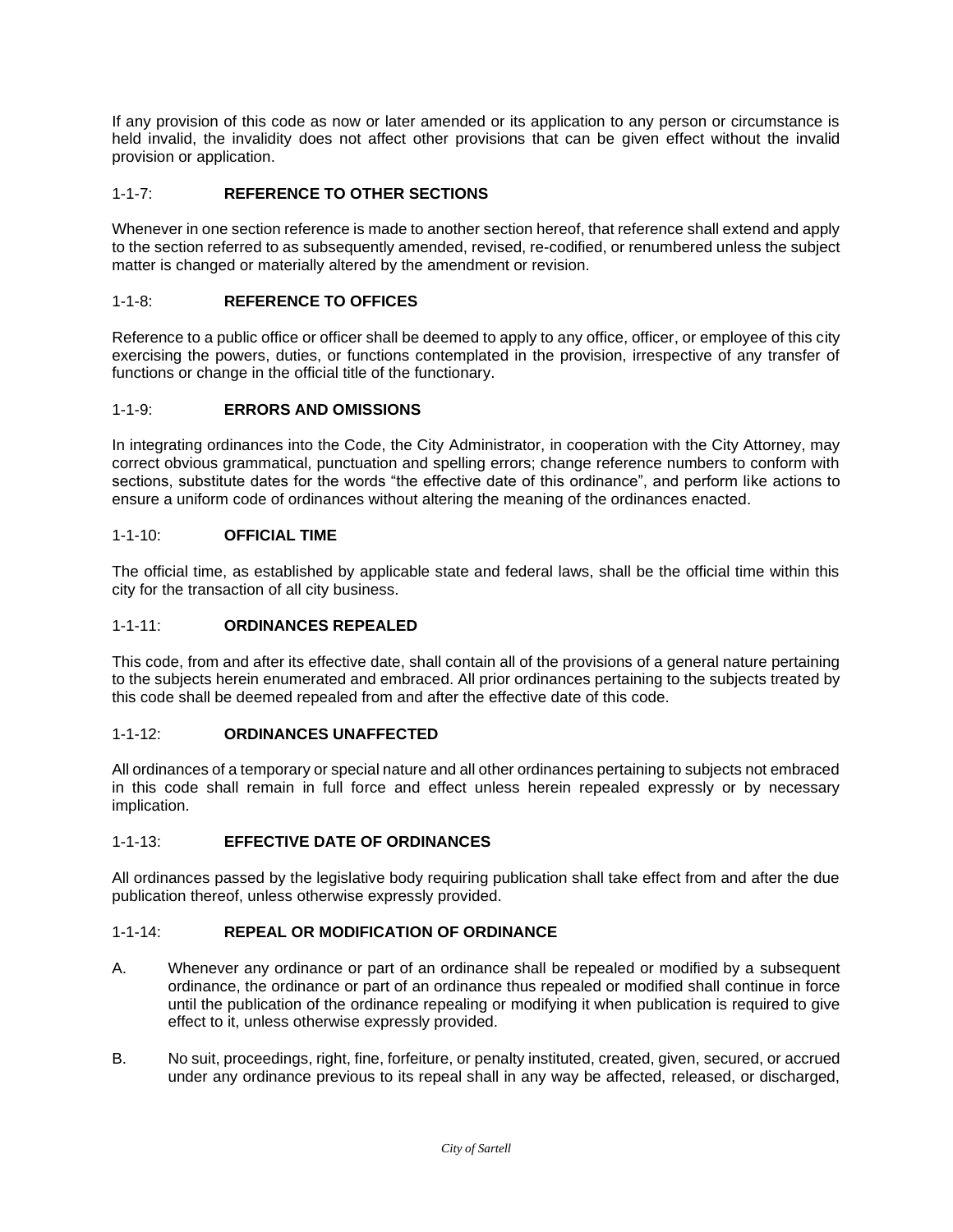If any provision of this code as now or later amended or its application to any person or circumstance is held invalid, the invalidity does not affect other provisions that can be given effect without the invalid provision or application.

### 1-1-7: **REFERENCE TO OTHER SECTIONS**

Whenever in one section reference is made to another section hereof, that reference shall extend and apply to the section referred to as subsequently amended, revised, re-codified, or renumbered unless the subject matter is changed or materially altered by the amendment or revision.

### 1-1-8: **REFERENCE TO OFFICES**

Reference to a public office or officer shall be deemed to apply to any office, officer, or employee of this city exercising the powers, duties, or functions contemplated in the provision, irrespective of any transfer of functions or change in the official title of the functionary.

### 1-1-9: **ERRORS AND OMISSIONS**

In integrating ordinances into the Code, the City Administrator, in cooperation with the City Attorney, may correct obvious grammatical, punctuation and spelling errors; change reference numbers to conform with sections, substitute dates for the words "the effective date of this ordinance", and perform like actions to ensure a uniform code of ordinances without altering the meaning of the ordinances enacted.

### 1-1-10: **OFFICIAL TIME**

The official time, as established by applicable state and federal laws, shall be the official time within this city for the transaction of all city business.

### 1-1-11: **ORDINANCES REPEALED**

This code, from and after its effective date, shall contain all of the provisions of a general nature pertaining to the subjects herein enumerated and embraced. All prior ordinances pertaining to the subjects treated by this code shall be deemed repealed from and after the effective date of this code.

### 1-1-12: **ORDINANCES UNAFFECTED**

All ordinances of a temporary or special nature and all other ordinances pertaining to subjects not embraced in this code shall remain in full force and effect unless herein repealed expressly or by necessary implication.

### 1-1-13: **EFFECTIVE DATE OF ORDINANCES**

All ordinances passed by the legislative body requiring publication shall take effect from and after the due publication thereof, unless otherwise expressly provided.

### 1-1-14: **REPEAL OR MODIFICATION OF ORDINANCE**

A. Whenever any ordinance or part of an ordinance shall be repealed or modified by a subsequent ordinance, the ordinance or part of an ordinance thus repealed or modified shall continue in force until the publication of the ordinance repealing or modifying it when publication is required to give effect to it, unless otherwise expressly provided.

B. No suit, proceedings, right, fine, forfeiture, or penalty instituted, created, given, secured, or accrued under any ordinance previous to its repeal shall in any way be affected, released, or discharged,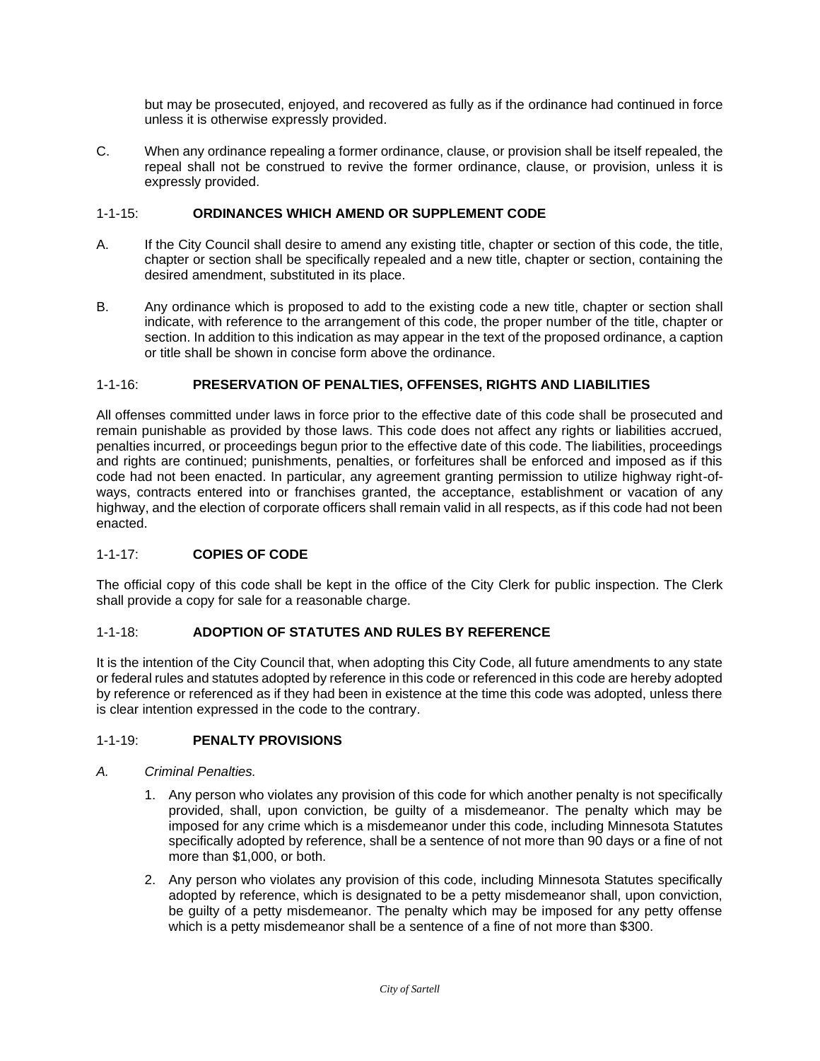but may be prosecuted, enjoyed, and recovered as fully as if the ordinance had continued in force unless it is otherwise expressly provided.

C. When any ordinance repealing a former ordinance, clause, or provision shall be itself repealed, the repeal shall not be construed to revive the former ordinance, clause, or provision, unless it is expressly provided.

### 1-1-15: ORDINANCES WHICH AMEND OR SUPPLEMENT CODE

A. If the City Council shall desire to amend any existing title, chapter or section of this code, the title, chapter or section shall be specifically repealed and a new title, chapter or section, containing the desired amendment, substituted in its place.

B. Any ordinance which is proposed to add to the existing code a new title, chapter or section shall indicate, with reference to the arrangement of this code, the proper number of the title, chapter or section. In addition to this indication as may appear in the text of the proposed ordinance, a caption or title shall be shown in concise form above the ordinance.

### 1-1-16: PRESERVATION OF PENALTIES, OFFENSES, RIGHTS AND LIABILITIES

All offenses committed under laws in force prior to the effective date of this code shall be prosecuted and remain punishable as provided by those laws. This code does not affect any rights or liabilities accrued, penalties incurred, or proceedings begun prior to the effective date of this code. The liabilities, proceedings and rights are continued; punishments, penalties, or forfeitures shall be enforced and imposed as if this code had not been enacted. In particular, any agreement granting permission to utilize highway right-of-ways, contracts entered into or franchises granted, the acceptance, establishment or vacation of any highway, and the election of corporate officers shall remain valid in all respects, as if this code had not been enacted.

### 1-1-17: COPIES OF CODE

The official copy of this code shall be kept in the office of the City Clerk for public inspection. The Clerk shall provide a copy for sale for a reasonable charge.

### 1-1-18: ADOPTION OF STATUTES AND RULES BY REFERENCE

It is the intention of the City Council that, when adopting this City Code, all future amendments to any state or federal rules and statutes adopted by reference in this code or referenced in this code are hereby adopted by reference or referenced as if they had been in existence at the time this code was adopted, unless there is clear intention expressed in the code to the contrary.

### 1-1-19: PENALTY PROVISIONS

*A. Criminal Penalties.*

1. Any person who violates any provision of this code for which another penalty is not specifically provided, shall, upon conviction, be guilty of a misdemeanor. The penalty which may be imposed for any crime which is a misdemeanor under this code, including Minnesota Statutes specifically adopted by reference, shall be a sentence of not more than 90 days or a fine of not more than $1,000, or both.

2. Any person who violates any provision of this code, including Minnesota Statutes specifically adopted by reference, which is designated to be a petty misdemeanor shall, upon conviction, be guilty of a petty misdemeanor. The penalty which may be imposed for any petty offense which is a petty misdemeanor shall be a sentence of a fine of not more than $300.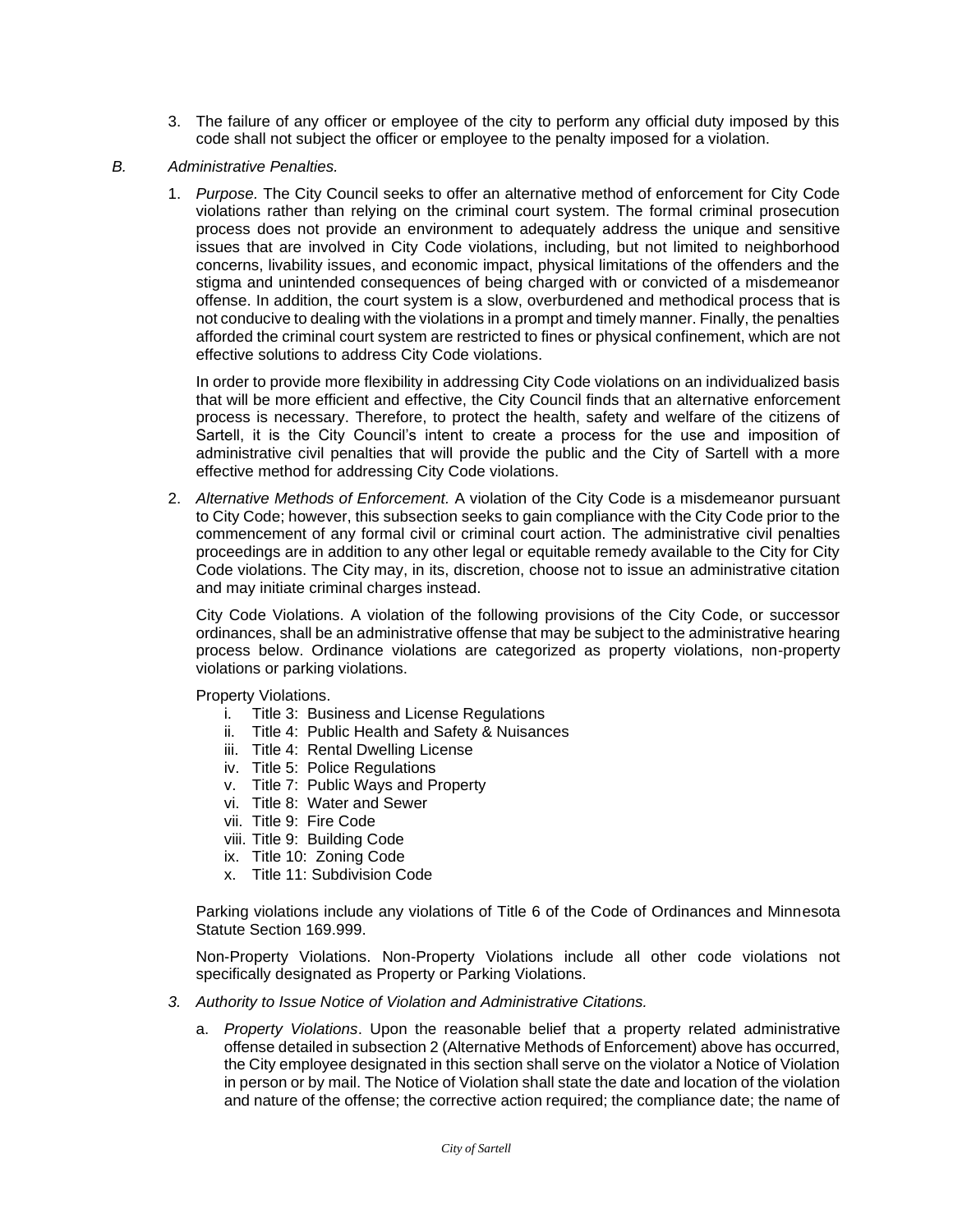3. The failure of any officer or employee of the city to perform any official duty imposed by this code shall not subject the officer or employee to the penalty imposed for a violation.

*B. Administrative Penalties.*

1. *Purpose.* The City Council seeks to offer an alternative method of enforcement for City Code violations rather than relying on the criminal court system. The formal criminal prosecution process does not provide an environment to adequately address the unique and sensitive issues that are involved in City Code violations, including, but not limited to neighborhood concerns, livability issues, and economic impact, physical limitations of the offenders and the stigma and unintended consequences of being charged with or convicted of a misdemeanor offense. In addition, the court system is a slow, overburdened and methodical process that is not conducive to dealing with the violations in a prompt and timely manner. Finally, the penalties afforded the criminal court system are restricted to fines or physical confinement, which are not effective solutions to address City Code violations.

   In order to provide more flexibility in addressing City Code violations on an individualized basis that will be more efficient and effective, the City Council finds that an alternative enforcement process is necessary. Therefore, to protect the health, safety and welfare of the citizens of Sartell, it is the City Council's intent to create a process for the use and imposition of administrative civil penalties that will provide the public and the City of Sartell with a more effective method for addressing City Code violations.

2. *Alternative Methods of Enforcement.* A violation of the City Code is a misdemeanor pursuant to City Code; however, this subsection seeks to gain compliance with the City Code prior to the commencement of any formal civil or criminal court action. The administrative civil penalties proceedings are in addition to any other legal or equitable remedy available to the City for City Code violations. The City may, in its discretion, choose not to issue an administrative citation and may initiate criminal charges instead.

   City Code Violations. A violation of the following provisions of the City Code, or successor ordinances, shall be an administrative offense that may be subject to the administrative hearing process below. Ordinance violations are categorized as property violations, non-property violations or parking violations.

   Property Violations.

   i. Title 3: Business and License Regulations
   ii. Title 4: Public Health and Safety & Nuisances
   iii. Title 4: Rental Dwelling License
   iv. Title 5: Police Regulations
   v. Title 7: Public Ways and Property
   vi. Title 8: Water and Sewer
   vii. Title 9: Fire Code
   viii. Title 9: Building Code
   ix. Title 10: Zoning Code
   x. Title 11: Subdivision Code

   Parking violations include any violations of Title 6 of the Code of Ordinances and Minnesota Statute Section 169.999.

   Non-Property Violations. Non-Property Violations include all other code violations not specifically designated as Property or Parking Violations.

3. *Authority to Issue Notice of Violation and Administrative Citations.*

   a. *Property Violations*. Upon the reasonable belief that a property related administrative offense detailed in subsection 2 (Alternative Methods of Enforcement) above has occurred, the City employee designated in this section shall serve on the violator a Notice of Violation in person or by mail. The Notice of Violation shall state the date and location of the violation and nature of the offense; the corrective action required; the compliance date; the name of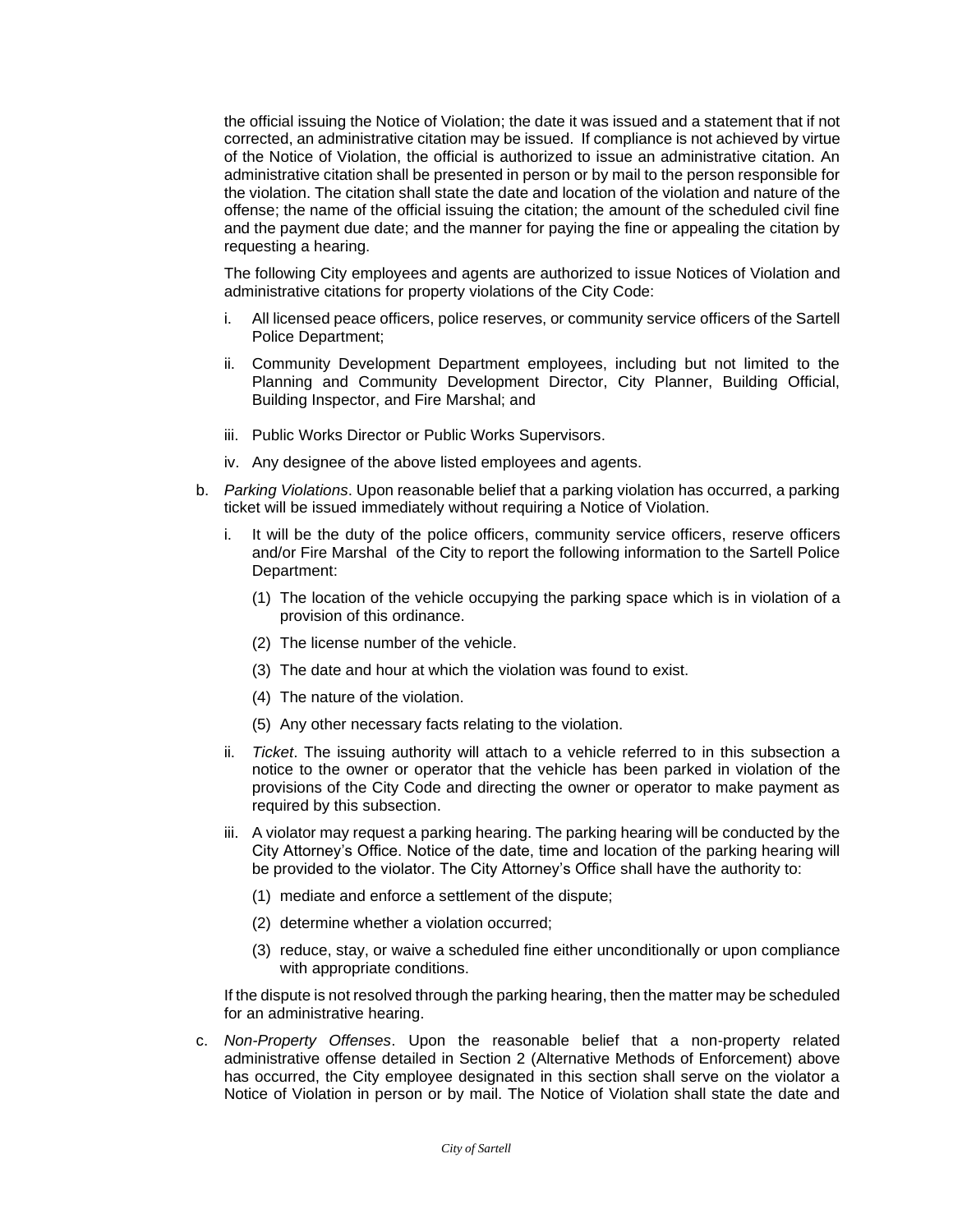the official issuing the Notice of Violation; the date it was issued and a statement that if not corrected, an administrative citation may be issued. If compliance is not achieved by virtue of the Notice of Violation, the official is authorized to issue an administrative citation. An administrative citation shall be presented in person or by mail to the person responsible for the violation. The citation shall state the date and location of the violation and nature of the offense; the name of the official issuing the citation; the amount of the scheduled civil fine and the payment due date; and the manner for paying the fine or appealing the citation by requesting a hearing.

The following City employees and agents are authorized to issue Notices of Violation and administrative citations for property violations of the City Code:

i. All licensed peace officers, police reserves, or community service officers of the Sartell Police Department;

ii. Community Development Department employees, including but not limited to the Planning and Community Development Director, City Planner, Building Official, Building Inspector, and Fire Marshal; and

iii. Public Works Director or Public Works Supervisors.

iv. Any designee of the above listed employees and agents.

b. *Parking Violations*. Upon reasonable belief that a parking violation has occurred, a parking ticket will be issued immediately without requiring a Notice of Violation.

   i. It will be the duty of the police officers, community service officers, reserve officers and/or Fire Marshal of the City to report the following information to the Sartell Police Department:

      (1) The location of the vehicle occupying the parking space which is in violation of a provision of this ordinance.

      (2) The license number of the vehicle.

      (3) The date and hour at which the violation was found to exist.

      (4) The nature of the violation.

      (5) Any other necessary facts relating to the violation.

   ii. *Ticket*. The issuing authority will attach to a vehicle referred to in this subsection a notice to the owner or operator that the vehicle has been parked in violation of the provisions of the City Code and directing the owner or operator to make payment as required by this subsection.

   iii. A violator may request a parking hearing. The parking hearing will be conducted by the City Attorney's Office. Notice of the date, time and location of the parking hearing will be provided to the violator. The City Attorney's Office shall have the authority to:

      (1) mediate and enforce a settlement of the dispute;

      (2) determine whether a violation occurred;

      (3) reduce, stay, or waive a scheduled fine either unconditionally or upon compliance with appropriate conditions.

   If the dispute is not resolved through the parking hearing, then the matter may be scheduled for an administrative hearing.

c. *Non-Property Offenses*. Upon the reasonable belief that a non-property related administrative offense detailed in Section 2 (Alternative Methods of Enforcement) above has occurred, the City employee designated in this section shall serve on the violator a Notice of Violation in person or by mail. The Notice of Violation shall state the date and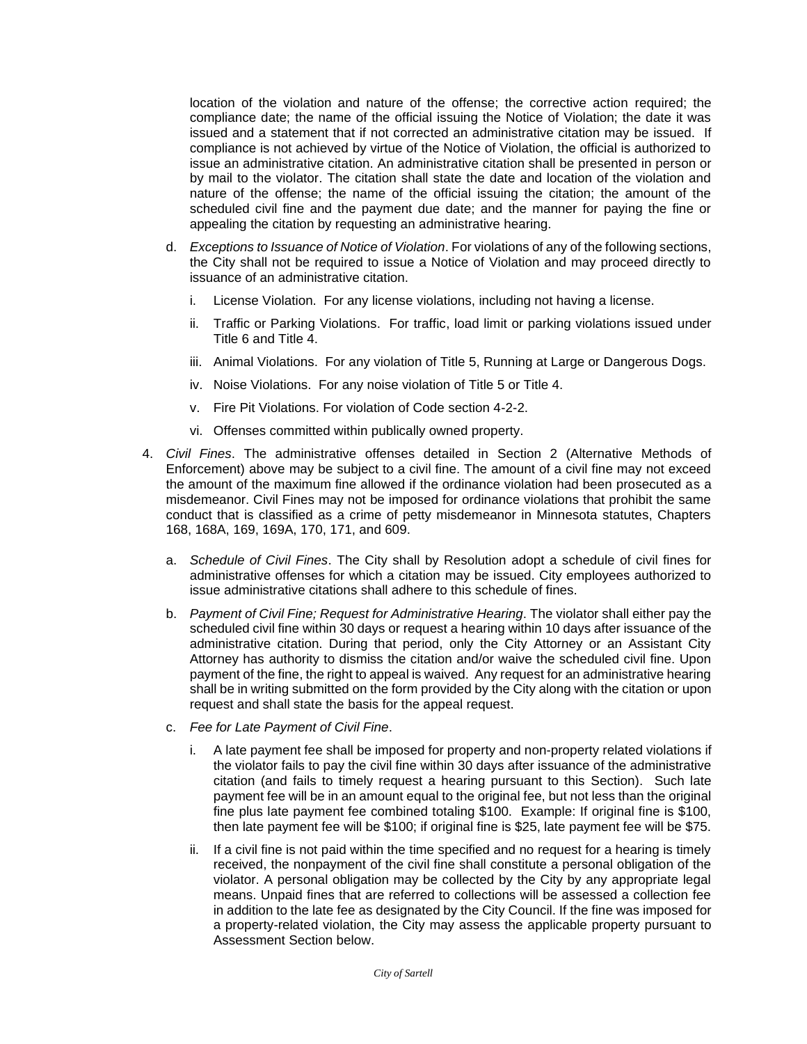location of the violation and nature of the offense; the corrective action required; the compliance date; the name of the official issuing the Notice of Violation; the date it was issued and a statement that if not corrected an administrative citation may be issued. If compliance is not achieved by virtue of the Notice of Violation, the official is authorized to issue an administrative citation. An administrative citation shall be presented in person or by mail to the violator. The citation shall state the date and location of the violation and nature of the offense; the name of the official issuing the citation; the amount of the scheduled civil fine and the payment due date; and the manner for paying the fine or appealing the citation by requesting an administrative hearing.

d. *Exceptions to Issuance of Notice of Violation*. For violations of any of the following sections, the City shall not be required to issue a Notice of Violation and may proceed directly to issuance of an administrative citation.

   i. License Violation. For any license violations, including not having a license.

   ii. Traffic or Parking Violations. For traffic, load limit or parking violations issued under Title 6 and Title 4.

   iii. Animal Violations. For any violation of Title 5, Running at Large or Dangerous Dogs.

   iv. Noise Violations. For any noise violation of Title 5 or Title 4.

   v. Fire Pit Violations. For violation of Code section 4-2-2.

   vi. Offenses committed within publically owned property.

4. *Civil Fines*. The administrative offenses detailed in Section 2 (Alternative Methods of Enforcement) above may be subject to a civil fine. The amount of a civil fine may not exceed the amount of the maximum fine allowed if the ordinance violation had been prosecuted as a misdemeanor. Civil Fines may not be imposed for ordinance violations that prohibit the same conduct that is classified as a crime of petty misdemeanor in Minnesota statutes, Chapters 168, 168A, 169, 169A, 170, 171, and 609.

   a. *Schedule of Civil Fines*. The City shall by Resolution adopt a schedule of civil fines for administrative offenses for which a citation may be issued. City employees authorized to issue administrative citations shall adhere to this schedule of fines.

   b. *Payment of Civil Fine; Request for Administrative Hearing*. The violator shall either pay the scheduled civil fine within 30 days or request a hearing within 10 days after issuance of the administrative citation. During that period, only the City Attorney or an Assistant City Attorney has authority to dismiss the citation and/or waive the scheduled civil fine. Upon payment of the fine, the right to appeal is waived. Any request for an administrative hearing shall be in writing submitted on the form provided by the City along with the citation or upon request and shall state the basis for the appeal request.

   c. *Fee for Late Payment of Civil Fine*.

      i. A late payment fee shall be imposed for property and non-property related violations if the violator fails to pay the civil fine within 30 days after issuance of the administrative citation (and fails to timely request a hearing pursuant to this Section). Such late payment fee will be in an amount equal to the original fee, but not less than the original fine plus late payment fee combined totaling $100. Example: If original fine is $100, then late payment fee will be $100; if original fine is $25, late payment fee will be $75.

      ii. If a civil fine is not paid within the time specified and no request for a hearing is timely received, the nonpayment of the civil fine shall constitute a personal obligation of the violator. A personal obligation may be collected by the City by any appropriate legal means. Unpaid fines that are referred to collections will be assessed a collection fee in addition to the late fee as designated by the City Council. If the fine was imposed for a property-related violation, the City may assess the applicable property pursuant to Assessment Section below.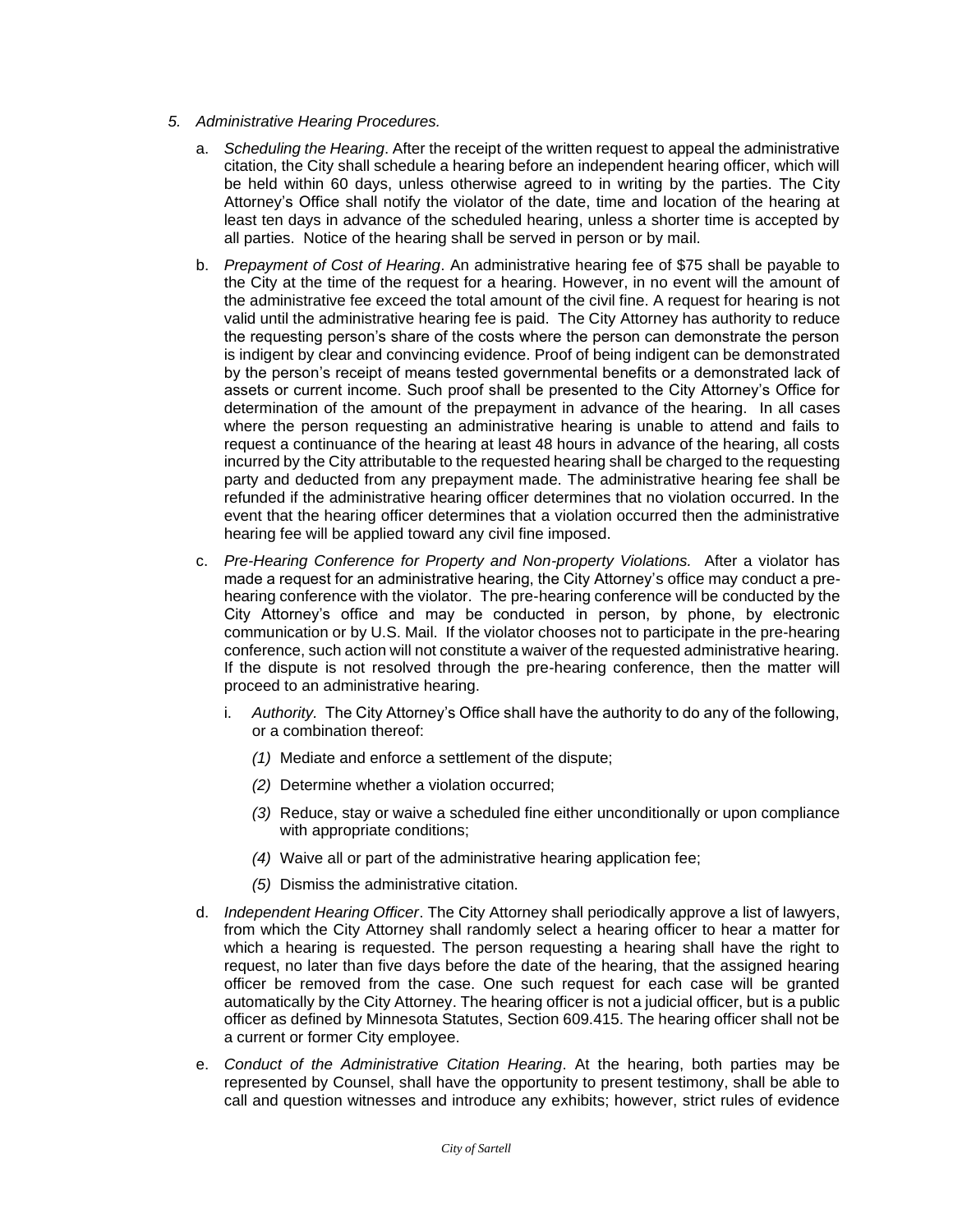5. *Administrative Hearing Procedures.*

   a. *Scheduling the Hearing*. After the receipt of the written request to appeal the administrative citation, the City shall schedule a hearing before an independent hearing officer, which will be held within 60 days, unless otherwise agreed to in writing by the parties. The City Attorney's Office shall notify the violator of the date, time and location of the hearing at least ten days in advance of the scheduled hearing, unless a shorter time is accepted by all parties. Notice of the hearing shall be served in person or by mail.

   b. *Prepayment of Cost of Hearing*. An administrative hearing fee of $75 shall be payable to the City at the time of the request for a hearing. However, in no event will the amount of the administrative fee exceed the total amount of the civil fine. A request for hearing is not valid until the administrative hearing fee is paid. The City Attorney has authority to reduce the requesting person's share of the costs where the person can demonstrate the person is indigent by clear and convincing evidence. Proof of being indigent can be demonstrated by the person's receipt of means tested governmental benefits or a demonstrated lack of assets or current income. Such proof shall be presented to the City Attorney's Office for determination of the amount of the prepayment in advance of the hearing. In all cases where the person requesting an administrative hearing is unable to attend and fails to request a continuance of the hearing at least 48 hours in advance of the hearing, all costs incurred by the City attributable to the requested hearing shall be charged to the requesting party and deducted from any prepayment made. The administrative hearing fee shall be refunded if the administrative hearing officer determines that no violation occurred. In the event that the hearing officer determines that a violation occurred then the administrative hearing fee will be applied toward any civil fine imposed.

   c. *Pre-Hearing Conference for Property and Non-property Violations.* After a violator has made a request for an administrative hearing, the City Attorney's office may conduct a pre-hearing conference with the violator. The pre-hearing conference will be conducted by the City Attorney's office and may be conducted in person, by phone, by electronic communication or by U.S. Mail. If the violator chooses not to participate in the pre-hearing conference, such action will not constitute a waiver of the requested administrative hearing. If the dispute is not resolved through the pre-hearing conference, then the matter will proceed to an administrative hearing.

      i. *Authority.* The City Attorney's Office shall have the authority to do any of the following, or a combination thereof:

         *(1)* Mediate and enforce a settlement of the dispute;

         *(2)* Determine whether a violation occurred;

         *(3)* Reduce, stay or waive a scheduled fine either unconditionally or upon compliance with appropriate conditions;

         *(4)* Waive all or part of the administrative hearing application fee;

         *(5)* Dismiss the administrative citation.

   d. *Independent Hearing Officer*. The City Attorney shall periodically approve a list of lawyers, from which the City Attorney shall randomly select a hearing officer to hear a matter for which a hearing is requested. The person requesting a hearing shall have the right to request, no later than five days before the date of the hearing, that the assigned hearing officer be removed from the case. One such request for each case will be granted automatically by the City Attorney. The hearing officer is not a judicial officer, but is a public officer as defined by Minnesota Statutes, Section 609.415. The hearing officer shall not be a current or former City employee.

   e. *Conduct of the Administrative Citation Hearing*. At the hearing, both parties may be represented by Counsel, shall have the opportunity to present testimony, shall be able to call and question witnesses and introduce any exhibits; however, strict rules of evidence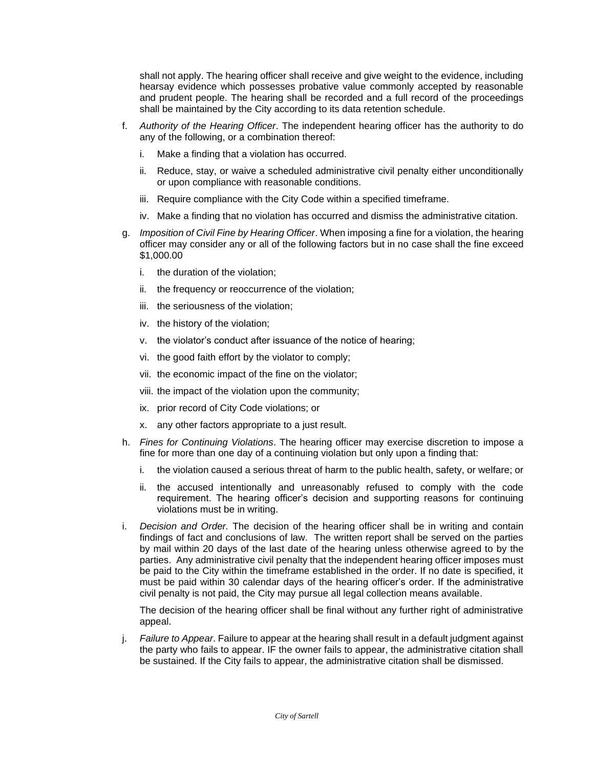shall not apply. The hearing officer shall receive and give weight to the evidence, including hearsay evidence which possesses probative value commonly accepted by reasonable and prudent people. The hearing shall be recorded and a full record of the proceedings shall be maintained by the City according to its data retention schedule.

f. *Authority of the Hearing Officer*. The independent hearing officer has the authority to do any of the following, or a combination thereof:

   i. Make a finding that a violation has occurred.

   ii. Reduce, stay, or waive a scheduled administrative civil penalty either unconditionally or upon compliance with reasonable conditions.

   iii. Require compliance with the City Code within a specified timeframe.

   iv. Make a finding that no violation has occurred and dismiss the administrative citation.

g. *Imposition of Civil Fine by Hearing Officer*. When imposing a fine for a violation, the hearing officer may consider any or all of the following factors but in no case shall the fine exceed $1,000.00

   i. the duration of the violation;

   ii. the frequency or reoccurrence of the violation;

   iii. the seriousness of the violation;

   iv. the history of the violation;

   v. the violator's conduct after issuance of the notice of hearing;

   vi. the good faith effort by the violator to comply;

   vii. the economic impact of the fine on the violator;

   viii. the impact of the violation upon the community;

   ix. prior record of City Code violations; or

   x. any other factors appropriate to a just result.

h. *Fines for Continuing Violations*. The hearing officer may exercise discretion to impose a fine for more than one day of a continuing violation but only upon a finding that:

   i. the violation caused a serious threat of harm to the public health, safety, or welfare; or

   ii. the accused intentionally and unreasonably refused to comply with the code requirement. The hearing officer's decision and supporting reasons for continuing violations must be in writing.

i. *Decision and Order*. The decision of the hearing officer shall be in writing and contain findings of fact and conclusions of law. The written report shall be served on the parties by mail within 20 days of the last date of the hearing unless otherwise agreed to by the parties. Any administrative civil penalty that the independent hearing officer imposes must be paid to the City within the timeframe established in the order. If no date is specified, it must be paid within 30 calendar days of the hearing officer's order. If the administrative civil penalty is not paid, the City may pursue all legal collection means available.

   The decision of the hearing officer shall be final without any further right of administrative appeal.

j. *Failure to Appear*. Failure to appear at the hearing shall result in a default judgment against the party who fails to appear. IF the owner fails to appear, the administrative citation shall be sustained. If the City fails to appear, the administrative citation shall be dismissed.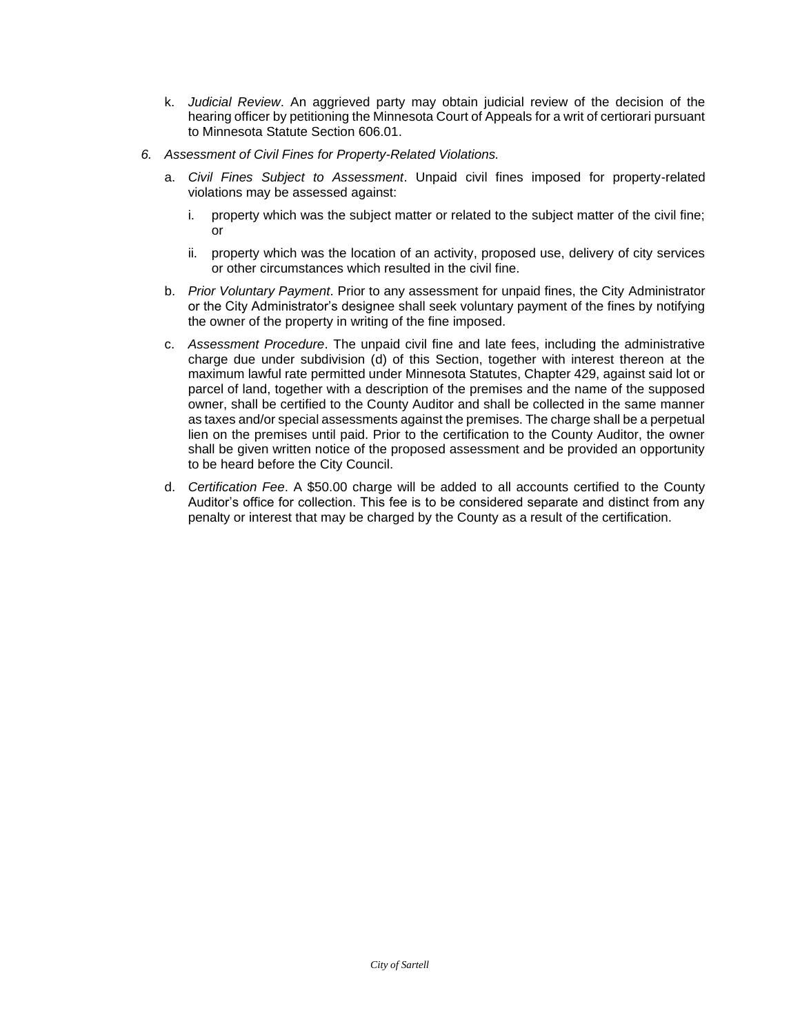k. *Judicial Review*. An aggrieved party may obtain judicial review of the decision of the hearing officer by petitioning the Minnesota Court of Appeals for a writ of certiorari pursuant to Minnesota Statute Section 606.01.

6. *Assessment of Civil Fines for Property-Related Violations.*

   a. *Civil Fines Subject to Assessment*. Unpaid civil fines imposed for property-related violations may be assessed against:

      i. property which was the subject matter or related to the subject matter of the civil fine; or

      ii. property which was the location of an activity, proposed use, delivery of city services or other circumstances which resulted in the civil fine.

   b. *Prior Voluntary Payment*. Prior to any assessment for unpaid fines, the City Administrator or the City Administrator's designee shall seek voluntary payment of the fines by notifying the owner of the property in writing of the fine imposed.

   c. *Assessment Procedure*. The unpaid civil fine and late fees, including the administrative charge due under subdivision (d) of this Section, together with interest thereon at the maximum lawful rate permitted under Minnesota Statutes, Chapter 429, against said lot or parcel of land, together with a description of the premises and the name of the supposed owner, shall be certified to the County Auditor and shall be collected in the same manner as taxes and/or special assessments against the premises. The charge shall be a perpetual lien on the premises until paid. Prior to the certification to the County Auditor, the owner shall be given written notice of the proposed assessment and be provided an opportunity to be heard before the City Council.

   d. *Certification Fee*. A $50.00 charge will be added to all accounts certified to the County Auditor's office for collection. This fee is to be considered separate and distinct from any penalty or interest that may be charged by the County as a result of the certification.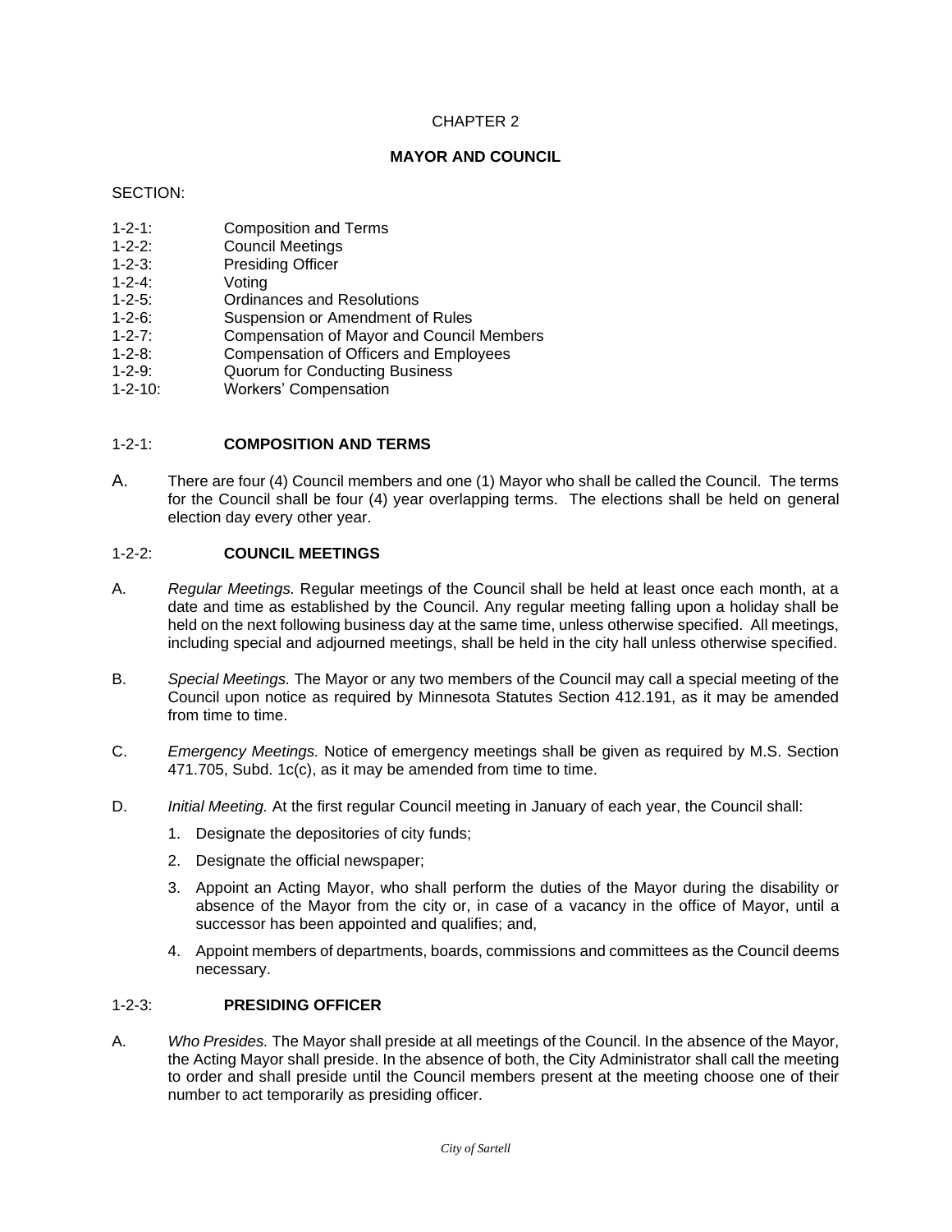CHAPTER 2

# MAYOR AND COUNCIL

SECTION:

1-2-1: Composition and Terms
1-2-2: Council Meetings
1-2-3: Presiding Officer
1-2-4: Voting
1-2-5: Ordinances and Resolutions
1-2-6: Suspension or Amendment of Rules
1-2-7: Compensation of Mayor and Council Members
1-2-8: Compensation of Officers and Employees
1-2-9: Quorum for Conducting Business
1-2-10: Workers' Compensation

## 1-2-1: COMPOSITION AND TERMS

A. There are four (4) Council members and one (1) Mayor who shall be called the Council. The terms for the Council shall be four (4) year overlapping terms. The elections shall be held on general election day every other year.

## 1-2-2: COUNCIL MEETINGS

A. *Regular Meetings.* Regular meetings of the Council shall be held at least once each month, at a date and time as established by the Council. Any regular meeting falling upon a holiday shall be held on the next following business day at the same time, unless otherwise specified. All meetings, including special and adjourned meetings, shall be held in the city hall unless otherwise specified.

B. *Special Meetings.* The Mayor or any two members of the Council may call a special meeting of the Council upon notice as required by Minnesota Statutes Section 412.191, as it may be amended from time to time.

C. *Emergency Meetings.* Notice of emergency meetings shall be given as required by M.S. Section 471.705, Subd. 1c(c), as it may be amended from time to time.

D. *Initial Meeting.* At the first regular Council meeting in January of each year, the Council shall:

1. Designate the depositories of city funds;
2. Designate the official newspaper;
3. Appoint an Acting Mayor, who shall perform the duties of the Mayor during the disability or absence of the Mayor from the city or, in case of a vacancy in the office of Mayor, until a successor has been appointed and qualifies; and,
4. Appoint members of departments, boards, commissions and committees as the Council deems necessary.

## 1-2-3: PRESIDING OFFICER

A. *Who Presides.* The Mayor shall preside at all meetings of the Council. In the absence of the Mayor, the Acting Mayor shall preside. In the absence of both, the City Administrator shall call the meeting to order and shall preside until the Council members present at the meeting choose one of their number to act temporarily as presiding officer.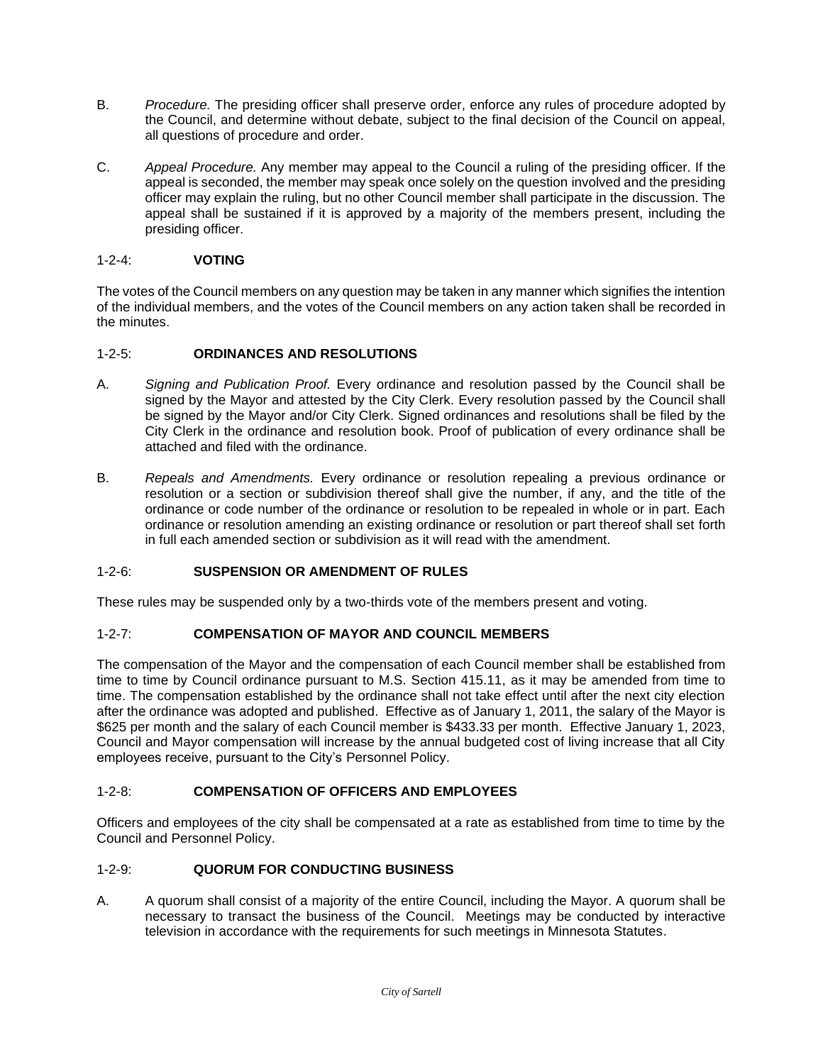B. *Procedure.* The presiding officer shall preserve order, enforce any rules of procedure adopted by the Council, and determine without debate, subject to the final decision of the Council on appeal, all questions of procedure and order.

C. *Appeal Procedure.* Any member may appeal to the Council a ruling of the presiding officer. If the appeal is seconded, the member may speak once solely on the question involved and the presiding officer may explain the ruling, but no other Council member shall participate in the discussion. The appeal shall be sustained if it is approved by a majority of the members present, including the presiding officer.

## 1-2-4: **VOTING**

The votes of the Council members on any question may be taken in any manner which signifies the intention of the individual members, and the votes of the Council members on any action taken shall be recorded in the minutes.

## 1-2-5: **ORDINANCES AND RESOLUTIONS**

A. *Signing and Publication Proof.* Every ordinance and resolution passed by the Council shall be signed by the Mayor and attested by the City Clerk. Every resolution passed by the Council shall be signed by the Mayor and/or City Clerk. Signed ordinances and resolutions shall be filed by the City Clerk in the ordinance and resolution book. Proof of publication of every ordinance shall be attached and filed with the ordinance.

B. *Repeals and Amendments.* Every ordinance or resolution repealing a previous ordinance or resolution or a section or subdivision thereof shall give the number, if any, and the title of the ordinance or code number of the ordinance or resolution to be repealed in whole or in part. Each ordinance or resolution amending an existing ordinance or resolution or part thereof shall set forth in full each amended section or subdivision as it will read with the amendment.

## 1-2-6: **SUSPENSION OR AMENDMENT OF RULES**

These rules may be suspended only by a two-thirds vote of the members present and voting.

## 1-2-7: **COMPENSATION OF MAYOR AND COUNCIL MEMBERS**

The compensation of the Mayor and the compensation of each Council member shall be established from time to time by Council ordinance pursuant to M.S. Section 415.11, as it may be amended from time to time. The compensation established by the ordinance shall not take effect until after the next city election after the ordinance was adopted and published. Effective as of January 1, 2011, the salary of the Mayor is $625 per month and the salary of each Council member is $433.33 per month. Effective January 1, 2023, Council and Mayor compensation will increase by the annual budgeted cost of living increase that all City employees receive, pursuant to the City's Personnel Policy.

## 1-2-8: **COMPENSATION OF OFFICERS AND EMPLOYEES**

Officers and employees of the city shall be compensated at a rate as established from time to time by the Council and Personnel Policy.

## 1-2-9: **QUORUM FOR CONDUCTING BUSINESS**

A. A quorum shall consist of a majority of the entire Council, including the Mayor. A quorum shall be necessary to transact the business of the Council. Meetings may be conducted by interactive television in accordance with the requirements for such meetings in Minnesota Statutes.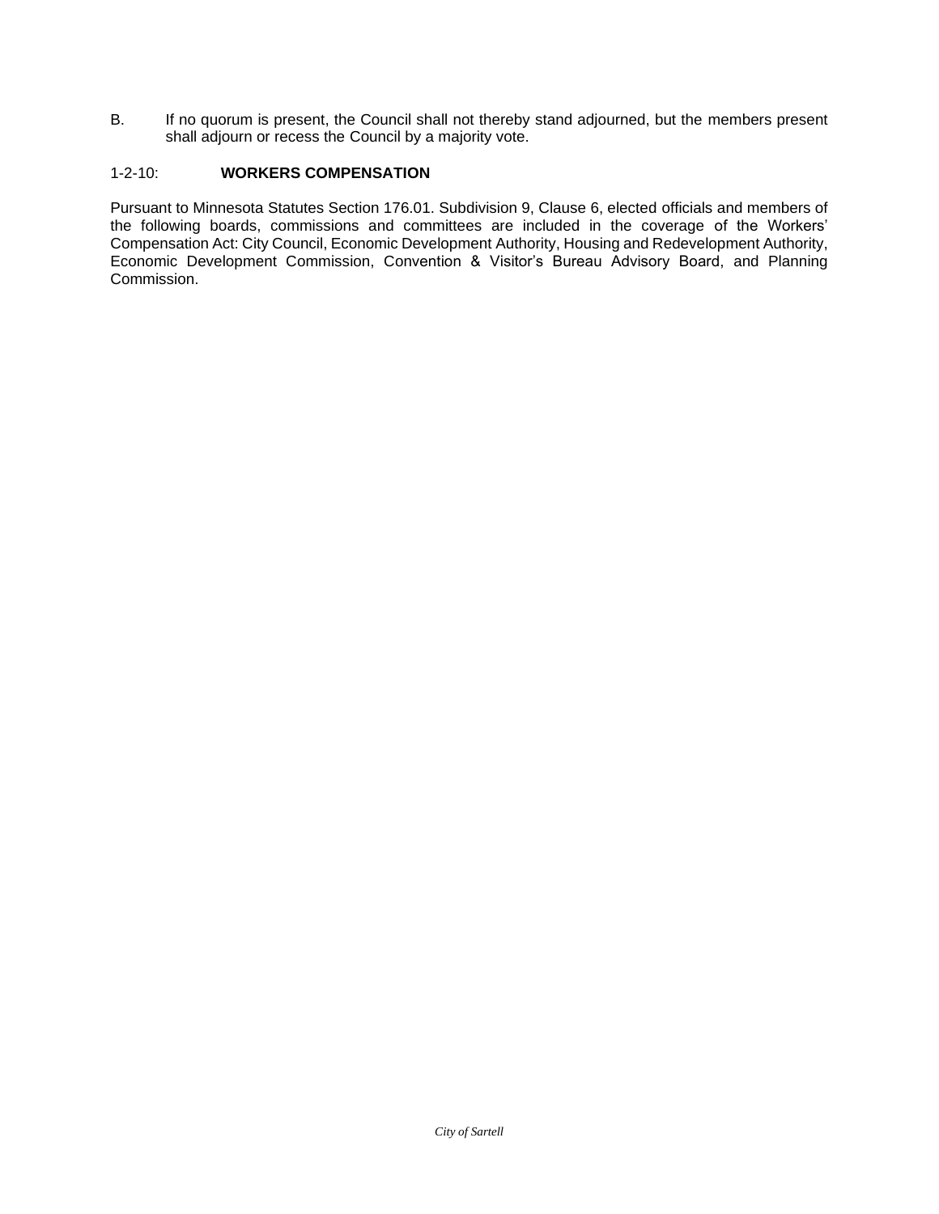B. If no quorum is present, the Council shall not thereby stand adjourned, but the members present shall adjourn or recess the Council by a majority vote.

### 1-2-10: **WORKERS COMPENSATION**

Pursuant to Minnesota Statutes Section 176.01. Subdivision 9, Clause 6, elected officials and members of the following boards, commissions and committees are included in the coverage of the Workers' Compensation Act: City Council, Economic Development Authority, Housing and Redevelopment Authority, Economic Development Commission, Convention & Visitor's Bureau Advisory Board, and Planning Commission.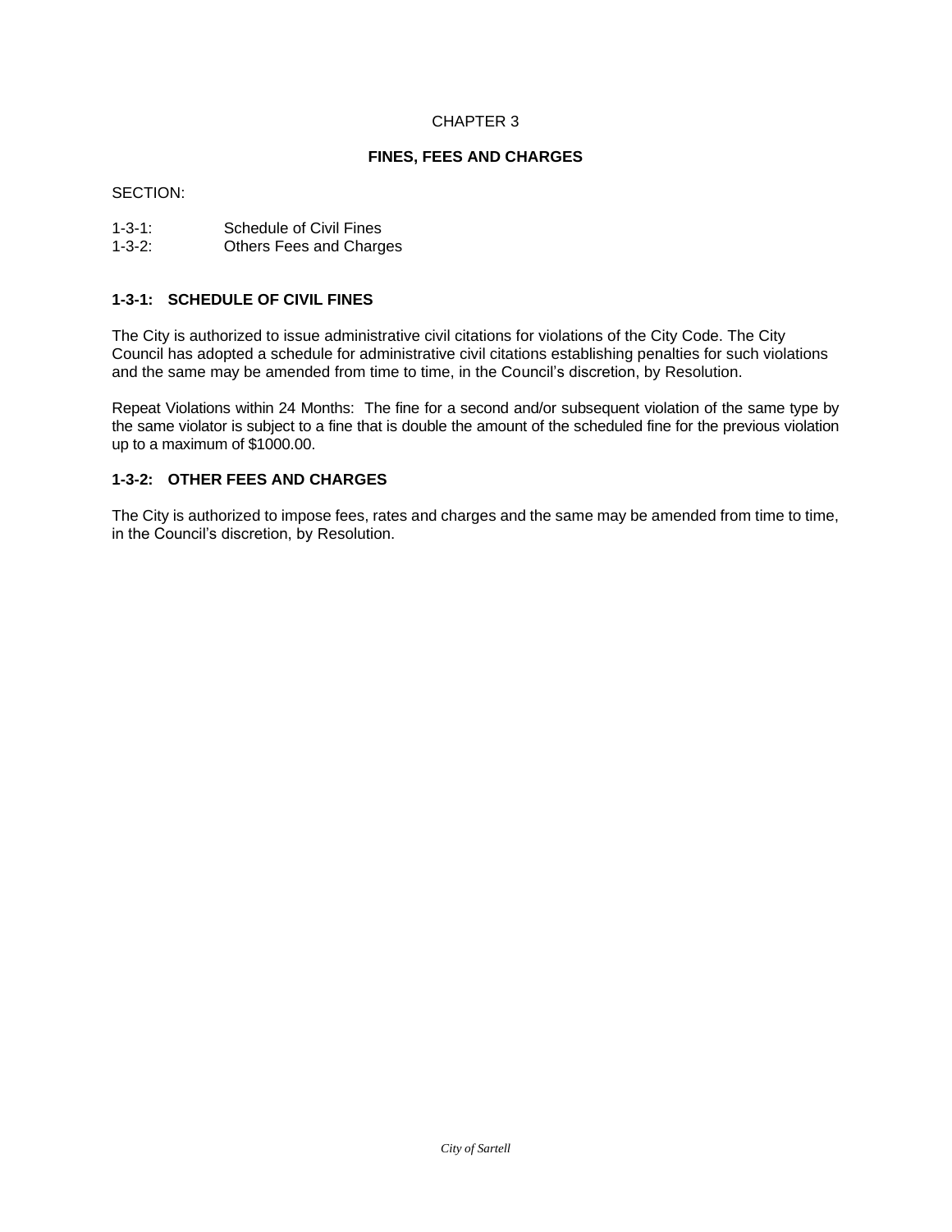CHAPTER 3

**FINES, FEES AND CHARGES**

SECTION:

1-3-1: Schedule of Civil Fines
1-3-2: Others Fees and Charges

### 1-3-1: SCHEDULE OF CIVIL FINES

The City is authorized to issue administrative civil citations for violations of the City Code. The City Council has adopted a schedule for administrative civil citations establishing penalties for such violations and the same may be amended from time to time, in the Council's discretion, by Resolution.

Repeat Violations within 24 Months: The fine for a second and/or subsequent violation of the same type by the same violator is subject to a fine that is double the amount of the scheduled fine for the previous violation up to a maximum of $1000.00.

### 1-3-2: OTHER FEES AND CHARGES

The City is authorized to impose fees, rates and charges and the same may be amended from time to time, in the Council's discretion, by Resolution.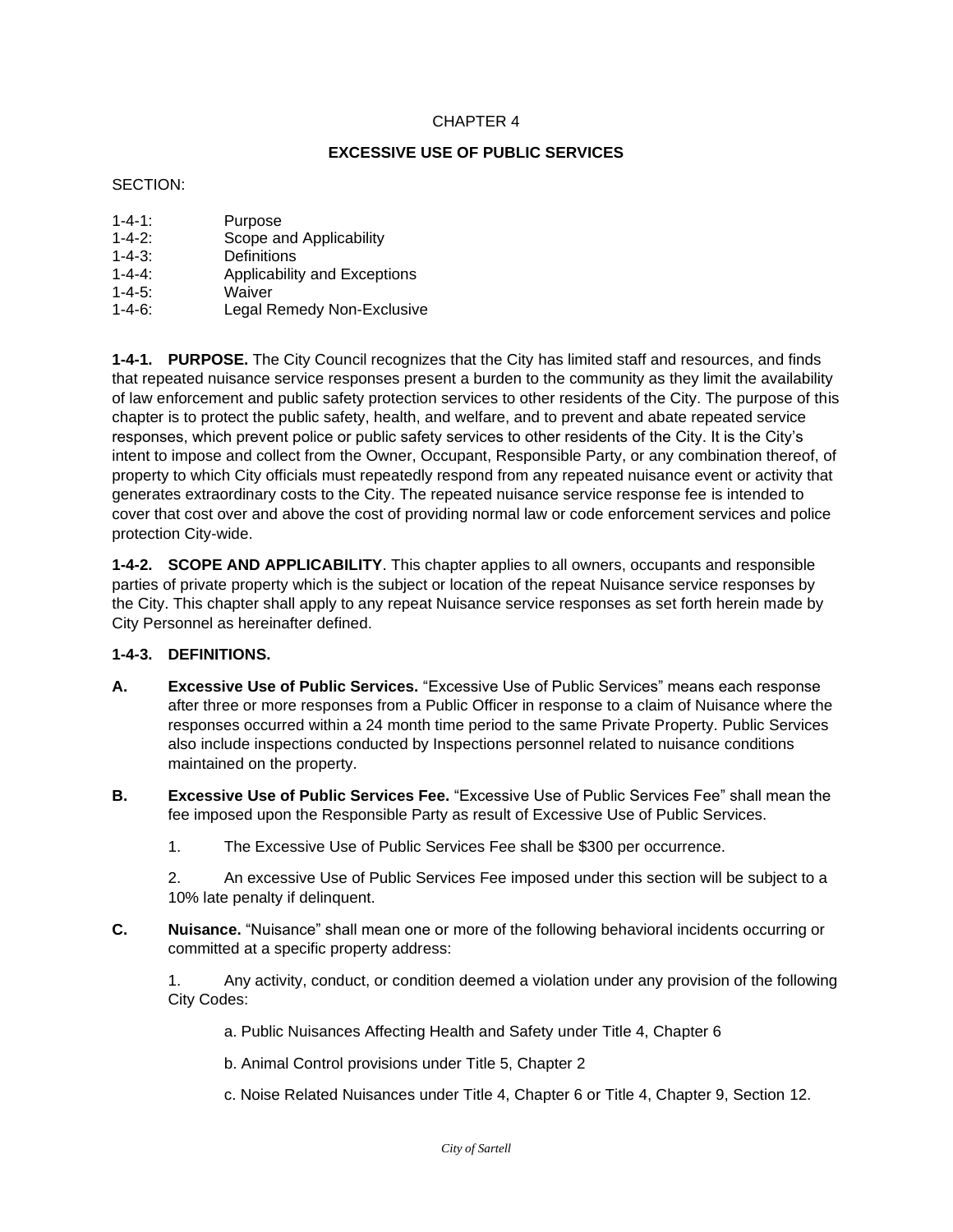# CHAPTER 4

## EXCESSIVE USE OF PUBLIC SERVICES

SECTION:

1-4-1: Purpose
1-4-2: Scope and Applicability
1-4-3: Definitions
1-4-4: Applicability and Exceptions
1-4-5: Waiver
1-4-6: Legal Remedy Non-Exclusive

**1-4-1. PURPOSE.** The City Council recognizes that the City has limited staff and resources, and finds that repeated nuisance service responses present a burden to the community as they limit the availability of law enforcement and public safety protection services to other residents of the City. The purpose of this chapter is to protect the public safety, health, and welfare, and to prevent and abate repeated service responses, which prevent police or public safety services to other residents of the City. It is the City's intent to impose and collect from the Owner, Occupant, Responsible Party, or any combination thereof, of property to which City officials must repeatedly respond from any repeated nuisance event or activity that generates extraordinary costs to the City. The repeated nuisance service response fee is intended to cover that cost over and above the cost of providing normal law or code enforcement services and police protection City-wide.

**1-4-2. SCOPE AND APPLICABILITY**. This chapter applies to all owners, occupants and responsible parties of private property which is the subject or location of the repeat Nuisance service responses by the City. This chapter shall apply to any repeat Nuisance service responses as set forth herein made by City Personnel as hereinafter defined.

**1-4-3. DEFINITIONS.**

**A. Excessive Use of Public Services.** "Excessive Use of Public Services" means each response after three or more responses from a Public Officer in response to a claim of Nuisance where the responses occurred within a 24 month time period to the same Private Property. Public Services also include inspections conducted by Inspections personnel related to nuisance conditions maintained on the property.

**B. Excessive Use of Public Services Fee.** "Excessive Use of Public Services Fee" shall mean the fee imposed upon the Responsible Party as result of Excessive Use of Public Services.

1. The Excessive Use of Public Services Fee shall be $300 per occurrence.

2. An excessive Use of Public Services Fee imposed under this section will be subject to a 10% late penalty if delinquent.

**C. Nuisance.** "Nuisance" shall mean one or more of the following behavioral incidents occurring or committed at a specific property address:

1. Any activity, conduct, or condition deemed a violation under any provision of the following City Codes:

a. Public Nuisances Affecting Health and Safety under Title 4, Chapter 6

b. Animal Control provisions under Title 5, Chapter 2

c. Noise Related Nuisances under Title 4, Chapter 6 or Title 4, Chapter 9, Section 12.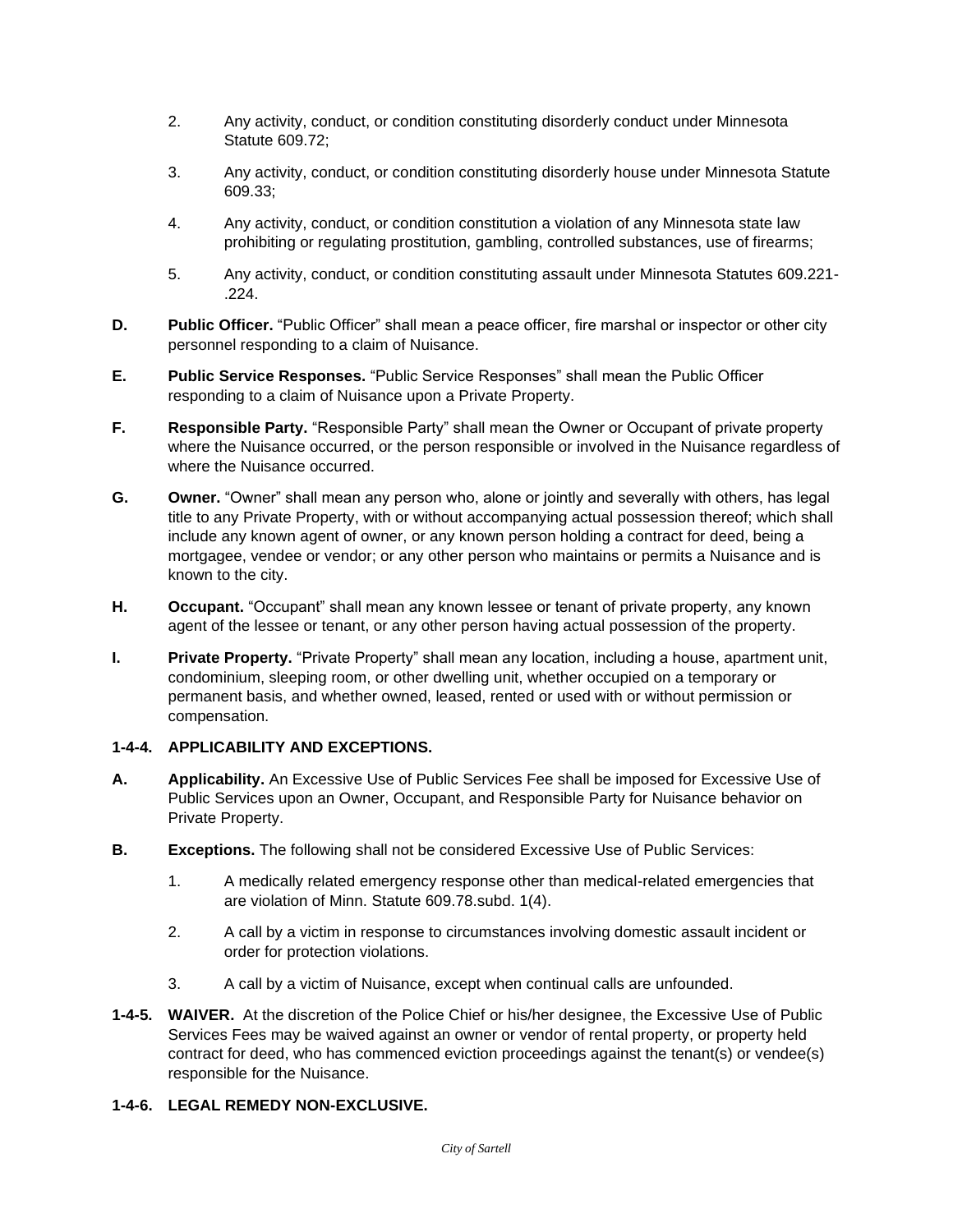2. Any activity, conduct, or condition constituting disorderly conduct under Minnesota Statute 609.72;

3. Any activity, conduct, or condition constituting disorderly house under Minnesota Statute 609.33;

4. Any activity, conduct, or condition constitution a violation of any Minnesota state law prohibiting or regulating prostitution, gambling, controlled substances, use of firearms;

5. Any activity, conduct, or condition constituting assault under Minnesota Statutes 609.221-.224.

**D. Public Officer.** "Public Officer" shall mean a peace officer, fire marshal or inspector or other city personnel responding to a claim of Nuisance.

**E. Public Service Responses.** "Public Service Responses" shall mean the Public Officer responding to a claim of Nuisance upon a Private Property.

**F. Responsible Party.** "Responsible Party" shall mean the Owner or Occupant of private property where the Nuisance occurred, or the person responsible or involved in the Nuisance regardless of where the Nuisance occurred.

**G. Owner.** "Owner" shall mean any person who, alone or jointly and severally with others, has legal title to any Private Property, with or without accompanying actual possession thereof; which shall include any known agent of owner, or any known person holding a contract for deed, being a mortgagee, vendee or vendor; or any other person who maintains or permits a Nuisance and is known to the city.

**H. Occupant.** "Occupant" shall mean any known lessee or tenant of private property, any known agent of the lessee or tenant, or any other person having actual possession of the property.

**I. Private Property.** "Private Property" shall mean any location, including a house, apartment unit, condominium, sleeping room, or other dwelling unit, whether occupied on a temporary or permanent basis, and whether owned, leased, rented or used with or without permission or compensation.

**1-4-4. APPLICABILITY AND EXCEPTIONS.**

**A. Applicability.** An Excessive Use of Public Services Fee shall be imposed for Excessive Use of Public Services upon an Owner, Occupant, and Responsible Party for Nuisance behavior on Private Property.

**B. Exceptions.** The following shall not be considered Excessive Use of Public Services:

1. A medically related emergency response other than medical-related emergencies that are violation of Minn. Statute 609.78.subd. 1(4).

2. A call by a victim in response to circumstances involving domestic assault incident or order for protection violations.

3. A call by a victim of Nuisance, except when continual calls are unfounded.

**1-4-5. WAIVER.** At the discretion of the Police Chief or his/her designee, the Excessive Use of Public Services Fees may be waived against an owner or vendor of rental property, or property held contract for deed, who has commenced eviction proceedings against the tenant(s) or vendee(s) responsible for the Nuisance.

**1-4-6. LEGAL REMEDY NON-EXCLUSIVE.**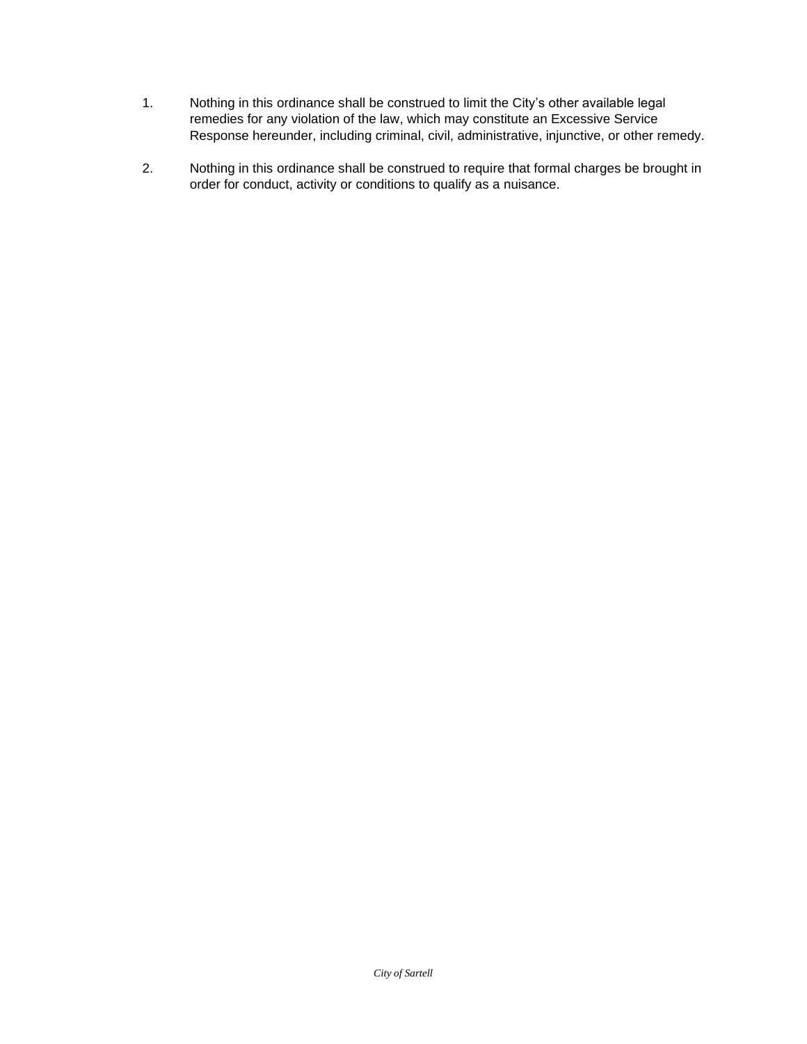1. Nothing in this ordinance shall be construed to limit the City's other available legal remedies for any violation of the law, which may constitute an Excessive Service Response hereunder, including criminal, civil, administrative, injunctive, or other remedy.

2. Nothing in this ordinance shall be construed to require that formal charges be brought in order for conduct, activity or conditions to qualify as a nuisance.